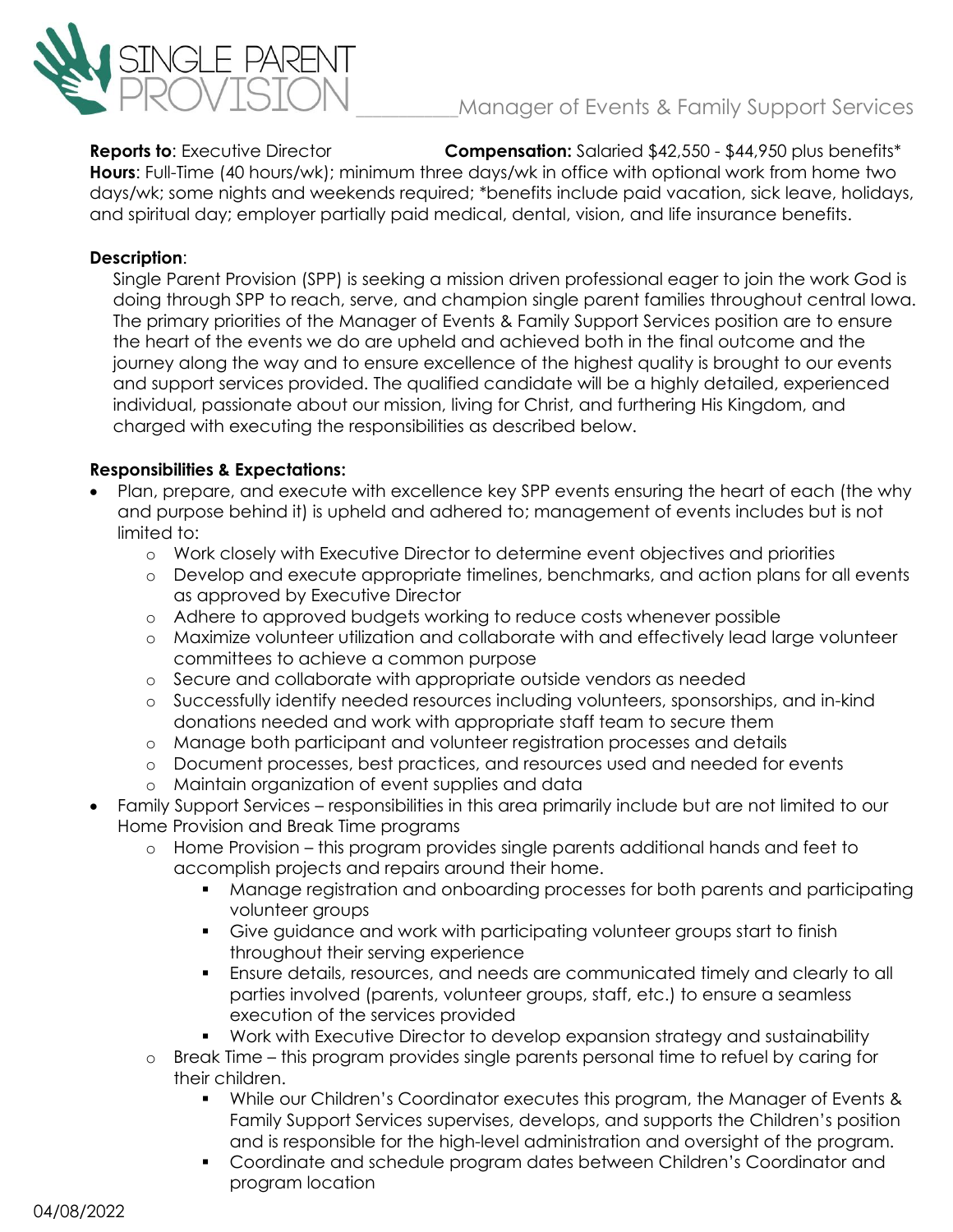# SINGLE PARENT PROVISION

## Manager of Events & Family Support Services

**Reports to**: Executive Director **Compensation:** Salaried $42,550 - $44,950 plus benefits*

**Hours**: Full-Time (40 hours/wk); minimum three days/wk in office with optional work from home two days/wk; some nights and weekends required; *benefits include paid vacation, sick leave, holidays, and spiritual day; employer partially paid medical, dental, vision, and life insurance benefits.

**Description**:

Single Parent Provision (SPP) is seeking a mission driven professional eager to join the work God is doing through SPP to reach, serve, and champion single parent families throughout central Iowa. The primary priorities of the Manager of Events & Family Support Services position are to ensure the heart of the events we do are upheld and achieved both in the final outcome and the journey along the way and to ensure excellence of the highest quality is brought to our events and support services provided. The qualified candidate will be a highly detailed, experienced individual, passionate about our mission, living for Christ, and furthering His Kingdom, and charged with executing the responsibilities as described below.

**Responsibilities & Expectations:**

- Plan, prepare, and execute with excellence key SPP events ensuring the heart of each (the why and purpose behind it) is upheld and adhered to; management of events includes but is not limited to:
  - Work closely with Executive Director to determine event objectives and priorities
  - Develop and execute appropriate timelines, benchmarks, and action plans for all events as approved by Executive Director
  - Adhere to approved budgets working to reduce costs whenever possible
  - Maximize volunteer utilization and collaborate with and effectively lead large volunteer committees to achieve a common purpose
  - Secure and collaborate with appropriate outside vendors as needed
  - Successfully identify needed resources including volunteers, sponsorships, and in-kind donations needed and work with appropriate staff team to secure them
  - Manage both participant and volunteer registration processes and details
  - Document processes, best practices, and resources used and needed for events
  - Maintain organization of event supplies and data
- Family Support Services – responsibilities in this area primarily include but are not limited to our Home Provision and Break Time programs
  - Home Provision – this program provides single parents additional hands and feet to accomplish projects and repairs around their home.
    - Manage registration and onboarding processes for both parents and participating volunteer groups
    - Give guidance and work with participating volunteer groups start to finish throughout their serving experience
    - Ensure details, resources, and needs are communicated timely and clearly to all parties involved (parents, volunteer groups, staff, etc.) to ensure a seamless execution of the services provided
    - Work with Executive Director to develop expansion strategy and sustainability
  - Break Time – this program provides single parents personal time to refuel by caring for their children.
    - While our Children's Coordinator executes this program, the Manager of Events & Family Support Services supervises, develops, and supports the Children's position and is responsible for the high-level administration and oversight of the program.
    - Coordinate and schedule program dates between Children's Coordinator and program location

04/08/2022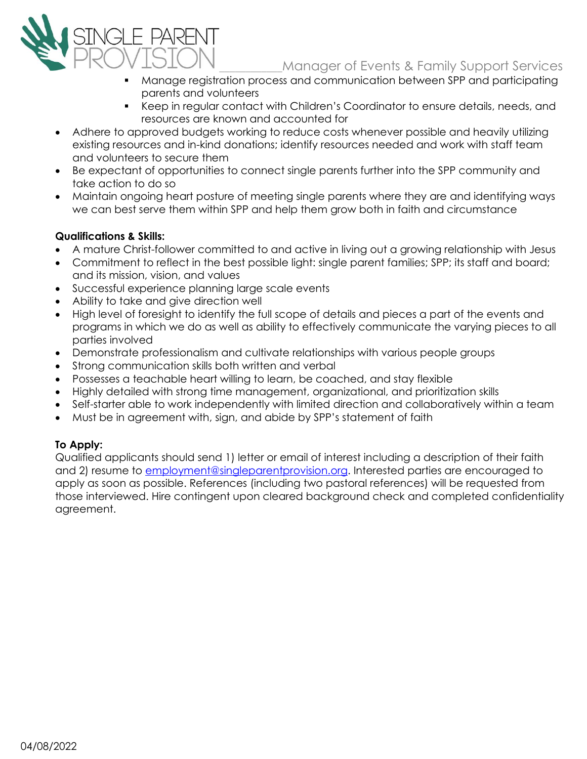- Manage registration process and communication between SPP and participating parents and volunteers
  - Keep in regular contact with Children's Coordinator to ensure details, needs, and resources are known and accounted for
- Adhere to approved budgets working to reduce costs whenever possible and heavily utilizing existing resources and in-kind donations; identify resources needed and work with staff team and volunteers to secure them
- Be expectant of opportunities to connect single parents further into the SPP community and take action to do so
- Maintain ongoing heart posture of meeting single parents where they are and identifying ways we can best serve them within SPP and help them grow both in faith and circumstance

**Qualifications & Skills:**

- A mature Christ-follower committed to and active in living out a growing relationship with Jesus
- Commitment to reflect in the best possible light: single parent families; SPP; its staff and board; and its mission, vision, and values
- Successful experience planning large scale events
- Ability to take and give direction well
- High level of foresight to identify the full scope of details and pieces a part of the events and programs in which we do as well as ability to effectively communicate the varying pieces to all parties involved
- Demonstrate professionalism and cultivate relationships with various people groups
- Strong communication skills both written and verbal
- Possesses a teachable heart willing to learn, be coached, and stay flexible
- Highly detailed with strong time management, organizational, and prioritization skills
- Self-starter able to work independently with limited direction and collaboratively within a team
- Must be in agreement with, sign, and abide by SPP's statement of faith

**To Apply:**

Qualified applicants should send 1) letter or email of interest including a description of their faith and 2) resume to employment@singleparentprovision.org. Interested parties are encouraged to apply as soon as possible. References (including two pastoral references) will be requested from those interviewed. Hire contingent upon cleared background check and completed confidentiality agreement.